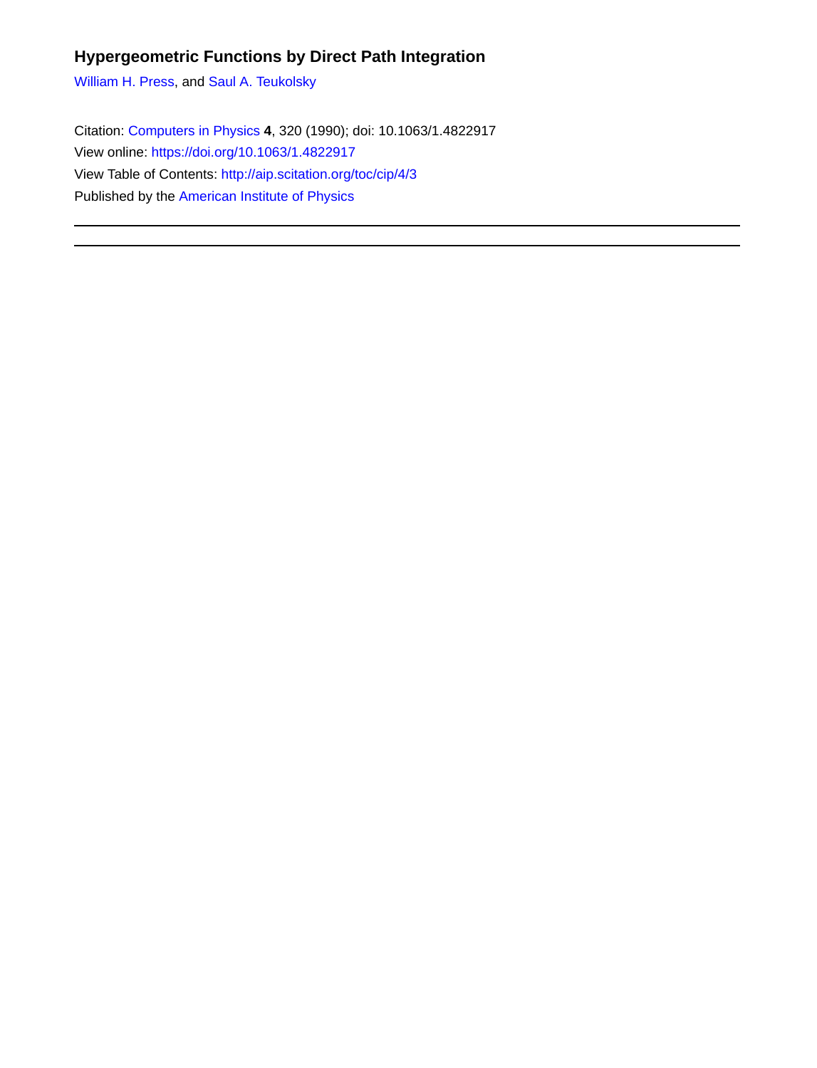## Hypergeometric Functions by Direct Path Integration

William H. Press, and Saul A. Teukolsky

Citation: Computers in Physics **4**, 320 (1990); doi: 10.1063/1.4822917

View online: https://doi.org/10.1063/1.4822917

View Table of Contents: http://aip.scitation.org/toc/cip/4/3

Published by the American Institute of Physics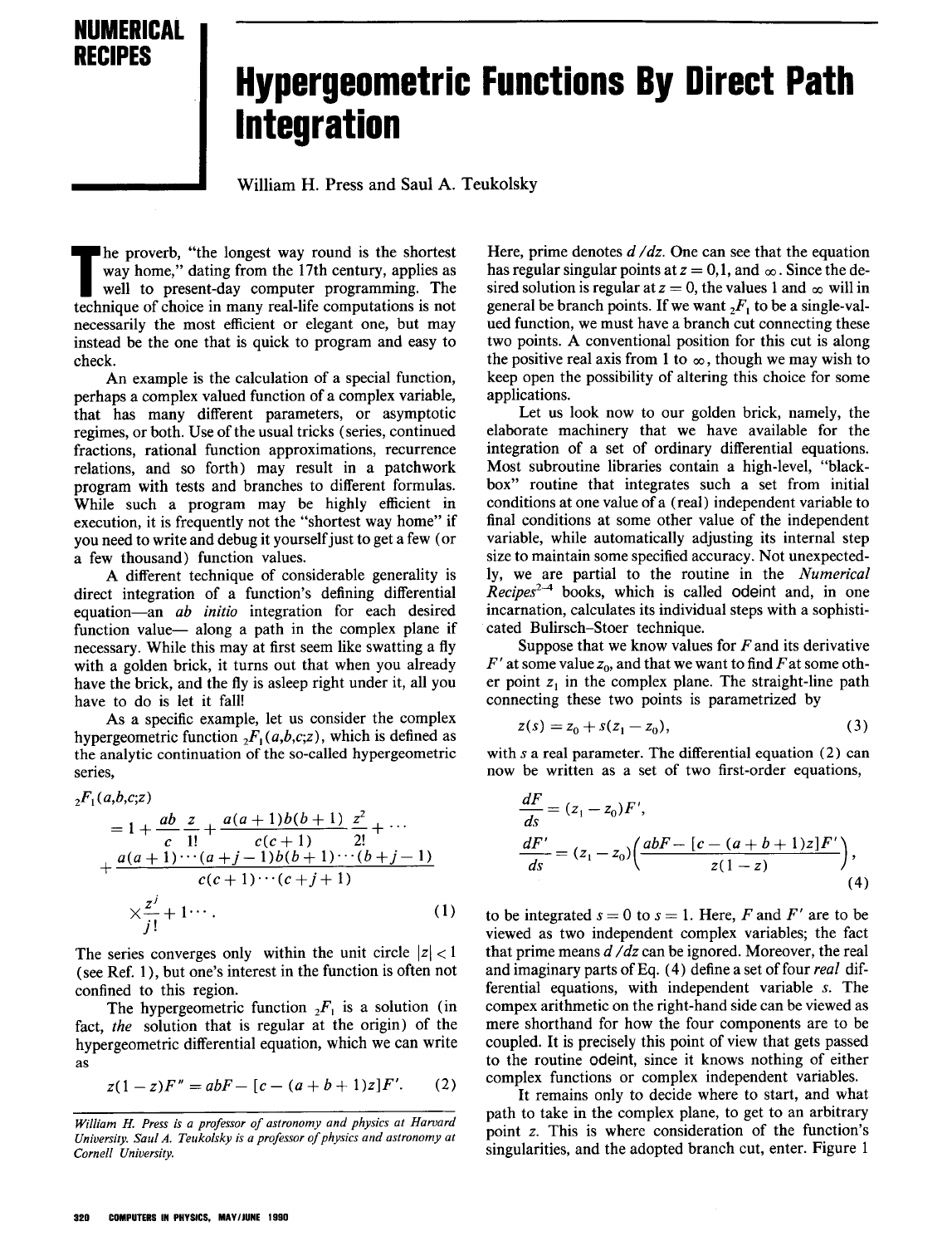NUMERICAL RECIPES

# Hypergeometric Functions By Direct Path Integration

William H. Press and Saul A. Teukolsky

The proverb, "the longest way round is the shortest way home," dating from the 17th century, applies as well to present-day computer programming. The technique of choice in many real-life computations is not necessarily the most efficient or elegant one, but may instead be the one that is quick to program and easy to check.

An example is the calculation of a special function, perhaps a complex valued function of a complex variable, that has many different parameters, or asymptotic regimes, or both. Use of the usual tricks (series, continued fractions, rational function approximations, recurrence relations, and so forth) may result in a patchwork program with tests and branches to different formulas. While such a program may be highly efficient in execution, it is frequently not the "shortest way home" if you need to write and debug it yourself just to get a few (or a few thousand) function values.

A different technique of considerable generality is direct integration of a function's defining differential equation—an *ab initio* integration for each desired function value— along a path in the complex plane if necessary. While this may at first seem like swatting a fly with a golden brick, it turns out that when you already have the brick, and the fly is asleep right under it, all you have to do is let it fall!

As a specific example, let us consider the complex hypergeometric function ${}_2F_1(a,b,c;z)$, which is defined as the analytic continuation of the so-called hypergeometric series,

$$
\begin{aligned}
{}_2F_1(a,b,c;z) &= 1 + \frac{ab}{c}\frac{z}{1!} + \frac{a(a+1)b(b+1)}{c(c+1)}\frac{z^2}{2!} + \cdots \\
&+ \frac{a(a+1)\cdots(a+j-1)b(b+1)\cdots(b+j-1)}{c(c+1)\cdots(c+j+1)} \\
&\times \frac{z^j}{j!} + 1 \cdots .
\end{aligned}
\tag{1}
$$

The series converges only within the unit circle $|z| < 1$ (see Ref. 1), but one's interest in the function is often not confined to this region.

The hypergeometric function ${}_2F_1$ is a solution (in fact, *the* solution that is regular at the origin) of the hypergeometric differential equation, which we can write as

$$
z(1-z)F'' = abF - [c - (a+b+1)z]F'. \tag{2}
$$

Here, prime denotes $d/dz$. One can see that the equation has regular singular points at $z = 0, 1$, and $\infty$. Since the desired solution is regular at $z = 0$, the values 1 and $\infty$ will in general be branch points. If we want ${}_2F_1$ to be a single-valued function, we must have a branch cut connecting these two points. A conventional position for this cut is along the positive real axis from 1 to $\infty$, though we may wish to keep open the possibility of altering this choice for some applications.

Let us look now to our golden brick, namely, the elaborate machinery that we have available for the integration of a set of ordinary differential equations. Most subroutine libraries contain a high-level, "black-box" routine that integrates such a set from initial conditions at one value of a (real) independent variable to final conditions at some other value of the independent variable, while automatically adjusting its internal step size to maintain some specified accuracy. Not unexpectedly, we are partial to the routine in the *Numerical Recipes*[2–4] books, which is called odeint and, in one incarnation, calculates its individual steps with a sophisticated Bulirsch–Stoer technique.

Suppose that we know values for $F$ and its derivative $F'$ at some value $z_0$, and that we want to find $F$ at some other point $z_1$ in the complex plane. The straight-line path connecting these two points is parametrized by

$$
z(s) = z_0 + s(z_1 - z_0), \tag{3}
$$

with $s$ a real parameter. The differential equation (2) can now be written as a set of two first-order equations,

$$
\begin{aligned}
\frac{dF}{ds} &= (z_1 - z_0)F', \\
\frac{dF'}{ds} &= (z_1 - z_0)\left(\frac{abF - [c-(a+b+1)z]F'}{z(1-z)}\right),
\end{aligned}
\tag{4}
$$

to be integrated $s = 0$ to $s = 1$. Here, $F$ and $F'$ are to be viewed as two independent complex variables; the fact that prime means $d/dz$ can be ignored. Moreover, the real and imaginary parts of Eq. (4) define a set of four *real* differential equations, with independent variable $s$. The compex arithmetic on the right-hand side can be viewed as mere shorthand for how the four components are to be coupled. It is precisely this point of view that gets passed to the routine odeint, since it knows nothing of either complex functions or complex independent variables.

It remains only to decide where to start, and what path to take in the complex plane, to get to an arbitrary point $z$. This is where consideration of the function's singularities, and the adopted branch cut, enter. Figure 1

*William H. Press is a professor of astronomy and physics at Harvard University. Saul A. Teukolsky is a professor of physics and astronomy at Cornell University.*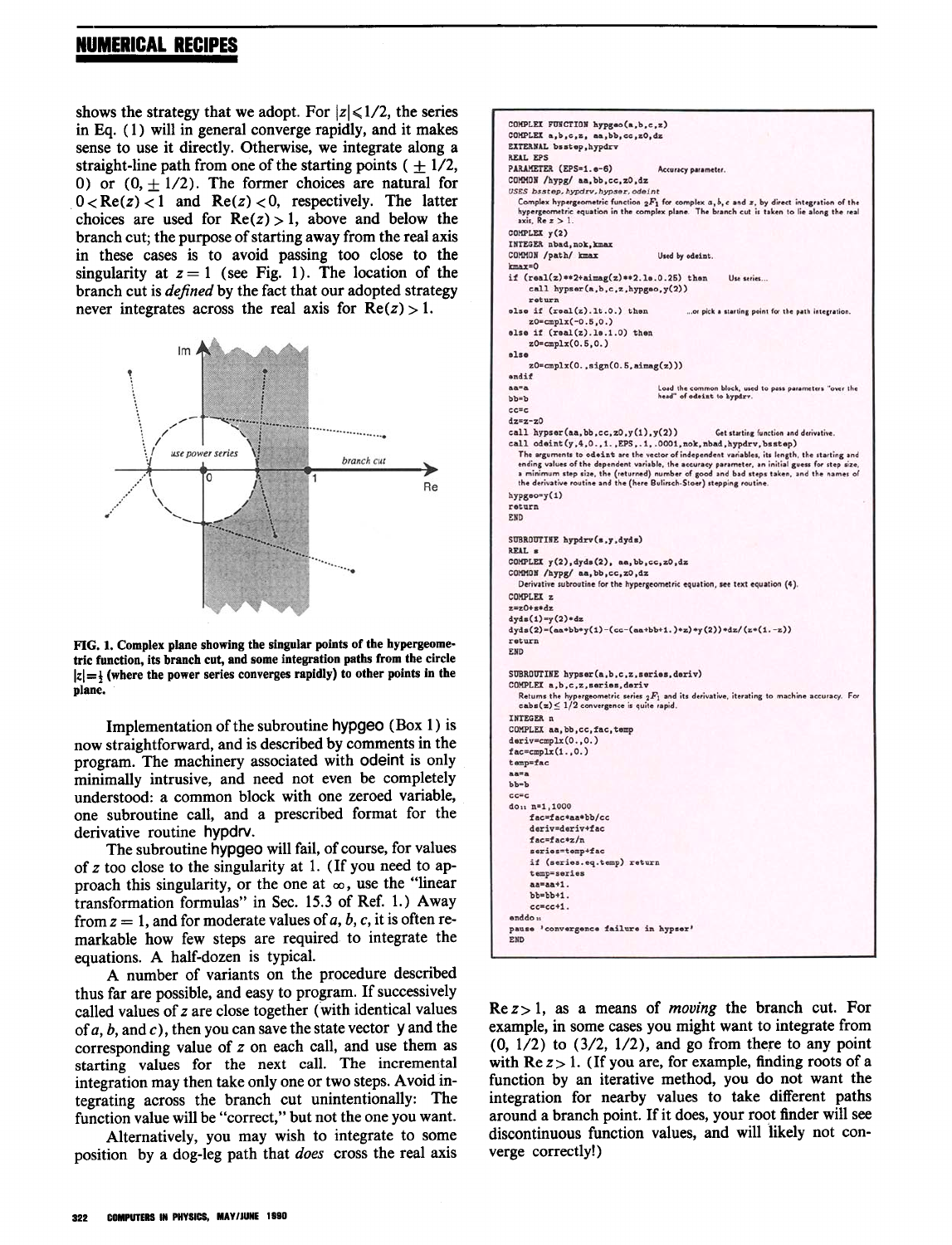shows the strategy that we adopt. For $|z|<1/2$, the series in Eq. (1) will in general converge rapidly, and it makes sense to use it directly. Otherwise, we integrate along a straight-line path from one of the starting points ($\pm 1/2$, 0) or (0, $\pm 1/2$). The former choices are natural for $0<\mathrm{Re}(z)<1$ and $\mathrm{Re}(z)<0$, respectively. The latter choices are used for $\mathrm{Re}(z)>1$, above and below the branch cut; the purpose of starting away from the real axis in these cases is to avoid passing too close to the singularity at $z=1$ (see Fig. 1). The location of the branch cut is *defined* by the fact that our adopted strategy never integrates across the real axis for $\mathrm{Re}(z)>1$.

**FIG. 1. Complex plane showing the singular points of the hypergeometric function, its branch cut, and some integration paths from the circle $|z|=\frac{1}{2}$ (where the power series converges rapidly) to other points in the plane.**

Implementation of the subroutine hypgeo (Box 1) is now straightforward, and is described by comments in the program. The machinery associated with odeint is only minimally intrusive, and need not even be completely understood: a common block with one zeroed variable, one subroutine call, and a prescribed format for the derivative routine hypdrv.

The subroutine hypgeo will fail, of course, for values of $z$ too close to the singularity at 1. (If you need to approach this singularity, or the one at $\infty$, use the "linear transformation formulas" in Sec. 15.3 of Ref. 1.) Away from $z=1$, and for moderate values of $a$, $b$, $c$, it is often remarkable how few steps are required to integrate the equations. A half-dozen is typical.

A number of variants on the procedure described thus far are possible, and easy to program. If successively called values of $z$ are close together (with identical values of $a$, $b$, and $c$), then you can save the state vector y and the corresponding value of $z$ on each call, and use them as starting values for the next call. The incremental integration may then take only one or two steps. Avoid integrating across the branch cut unintentionally: The function value will be "correct," but not the one you want.

Alternatively, you may wish to integrate to some position by a dog-leg path that *does* cross the real axis $\mathrm{Re}\, z>1$, as a means of *moving* the branch cut. For example, in some cases you might want to integrate from (0, 1/2) to (3/2, 1/2), and go from there to any point with $\mathrm{Re}\, z>1$. (If you are, for example, finding roots of a function by an iterative method, you do not want the integration for nearby values to take different paths around a branch point. If it does, your root finder will see discontinuous function values, and will likely not converge correctly!)

```
COMPLEX FUNCTION hypgeo(a,b,c,z)
COMPLEX a,b,c,z, aa,bb,cc,z0,dz
EXTERNAL bsstep,hypdrv
REAL EPS
PARAMETER (EPS=1.e-6)                    Accuracy parameter.
COMMON /hypg/ aa,bb,cc,z0,dz
USES bsstep,hypdrv,hypser,odeint
  Complex hypergeometric function 2F1 for complex a,b,c and z, by direct integration of the
  hypergeometric equation in the complex plane. The branch cut is taken to lie along the real
  axis, Re z > 1.
COMPLEX y(2)
INTEGER nbad,nok,kmax
COMMON /path/ kmax                       Used by odeint.
kmax=0
if (real(z)**2+aimag(z)**2.le.0.25) then      Use series...
    call hypser(a,b,c,z,hypgeo,y(2))
    return
else if (real(z).lt.0.) then             ...or pick a starting point for the path integration.
    z0=cmplx(-0.5,0.)
else if (real(z).le.1.0) then
    z0=cmplx(0.5,0.)
else
    z0=cmplx(0.,sign(0.5,aimag(z)))
endif
aa=a                                     Load the common block, used to pass parameters "over the
bb=b                                     head" of odeint to hypdrv.
cc=c
dz=z-z0
call hypser(aa,bb,cc,z0,y(1),y(2))       Get starting function and derivative.
call odeint(y,4,0.,1.,EPS,.1,.0001,nok,nbad,hypdrv,bsstep)
  The arguments to odeint are the vector of independent variables, its length, the starting and
  ending values of the dependent variable, the accuracy parameter, an initial guess for step size,
  a minimum step size, the (returned) number of good and bad steps taken, and the names of
  the derivative routine and the (here Bulirsch-Stoer) stepping routine.
hypgeo=y(1)
return
END

SUBROUTINE hypdrv(s,y,dyds)
REAL s
COMPLEX y(2),dyds(2), aa,bb,cc,z0,dz
COMMON /hypg/ aa,bb,cc,z0,dz
  Derivative subroutine for the hypergeometric equation, see text equation (4).
COMPLEX z
z=z0+s*dz
dyds(1)=y(2)*dz
dyds(2)=(aa*bb*y(1)-(cc-(aa+bb+1.)*z)*y(2))*dz/(z*(1.-z))
return
END

SUBROUTINE hypser(a,b,c,z,series,deriv)
COMPLEX a,b,c,z,series,deriv
  Returns the hypergeometric series 2F1 and its derivative, iterating to machine accuracy. For
  cabs(z) <= 1/2 convergence is quite rapid.
INTEGER n
COMPLEX aa,bb,cc,fac,temp
deriv=cmplx(0.,0.)
fac=cmplx(1.,0.)
temp=fac
aa=a
bb=b
cc=c
do 11 n=1,1000
    fac=fac*aa*bb/cc
    deriv=deriv+fac
    fac=fac*z/n
    series=temp+fac
    if (series.eq.temp) return
    temp=series
    aa=aa+1.
    bb=bb+1.
    cc=cc+1.
enddo 11
pause 'convergence failure in hypser'
END
```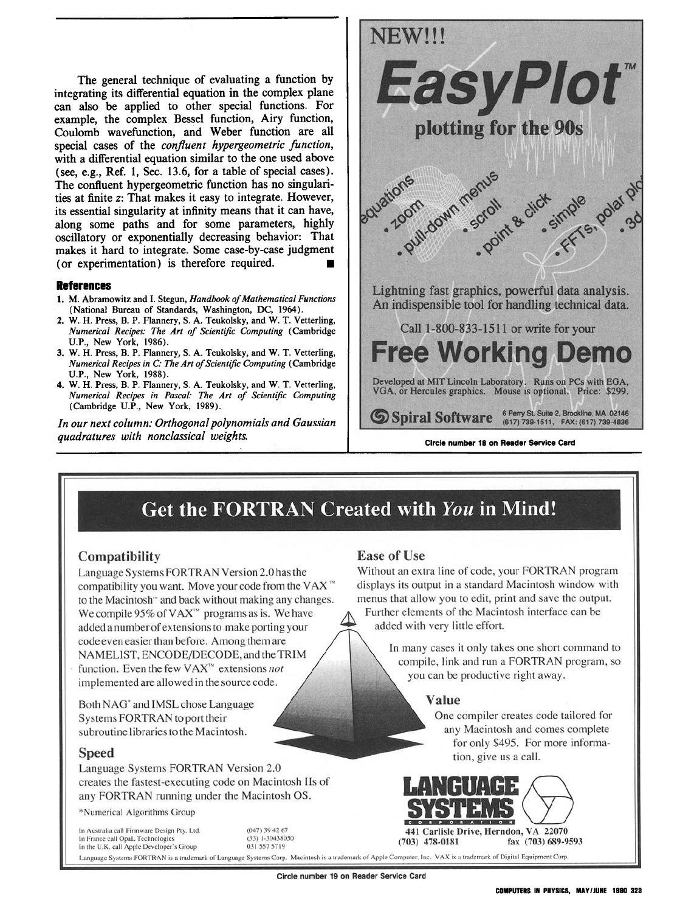The general technique of evaluating a function by integrating its differential equation in the complex plane can also be applied to other special functions. For example, the complex Bessel function, Airy function, Coulomb wavefunction, and Weber function are all special cases of the *confluent hypergeometric function*, with a differential equation similar to the one used above (see, e.g., Ref. 1, Sec. 13.6, for a table of special cases). The confluent hypergeometric function has no singularities at finite $z$: That makes it easy to integrate. However, its essential singularity at infinity means that it can have, along some paths and for some parameters, highly oscillatory or exponentially decreasing behavior: That makes it hard to integrate. Some case-by-case judgment (or experimentation) is therefore required. ■

### References

1. M. Abramowitz and I. Stegun, *Handbook of Mathematical Functions* (National Bureau of Standards, Washington, DC, 1964).
2. W. H. Press, B. P. Flannery, S. A. Teukolsky, and W. T. Vetterling, *Numerical Recipes: The Art of Scientific Computing* (Cambridge U.P., New York, 1986).
3. W. H. Press, B. P. Flannery, S. A. Teukolsky, and W. T. Vetterling, *Numerical Recipes in C: The Art of Scientific Computing* (Cambridge U.P., New York, 1988).
4. W. H. Press, B. P. Flannery, S. A. Teukolsky, and W. T. Vetterling, *Numerical Recipes in Pascal: The Art of Scientific Computing* (Cambridge U.P., New York, 1989).

*In our next column: Orthogonal polynomials and Gaussian quadratures with nonclassical weights.*

NEW!!!

# EasyPlot™

**plotting for the 90s**

equations • zoom • pull-down menus • scroll • point & click • simple • FFTs, polar plots • 3d

Lightning fast graphics, powerful data analysis. An indispensible tool for handling technical data.

Call 1-800-833-1511 or write for your

**Free Working Demo**

Developed at MIT Lincoln Laboratory. Runs on PCs with EGA, VGA, or Hercules graphics. Mouse is optional. Price: $299.

**Spiral Software** 6 Perry St. Suite 2, Brookline, MA 02146 (617) 739-1511, FAX: (617) 739-4836

Circle number 18 on Reader Service Card

## Get the FORTRAN Created with *You* in Mind!

### Compatibility

Language Systems FORTRAN Version 2.0 has the compatibility you want. Move your code from the VAX™ to the Macintosh™ and back without making any changes. We compile 95% of VAX™ programs as is. We have added a number of extensions to make porting your code even easier than before. Among them are NAMELIST, ENCODE/DECODE, and the TRIM function. Even the few VAX™ extensions *not* implemented are allowed in the source code.

Both NAG* and IMSL chose Language Systems FORTRAN to port their subroutine libraries to the Macintosh.

### Speed

Language Systems FORTRAN Version 2.0 creates the fastest-executing code on Macintosh IIs of any FORTRAN running under the Macintosh OS.

*Numerical Algorithms Group

### Ease of Use

Without an extra line of code, your FORTRAN program displays its output in a standard Macintosh window with menus that allow you to edit, print and save the output. Further elements of the Macintosh interface can be added with very little effort.

In many cases it only takes one short command to compile, link and run a FORTRAN program, so you can be productive right away.

### Value

One compiler creates code tailored for any Macintosh and comes complete for only $495. For more information, give us a call.

In Australia call Firmware Design Pty. Ltd. (047) 39 42 67
In France call OpaL Technologies (33) 1-30438050
In the U.K. call Apple Developer's Group 031 557 5719

**LANGUAGE SYSTEMS CORPORATION**
441 Carlisle Drive, Herndon, VA 22070
(703) 478-0181 fax (703) 689-9593

Language Systems FORTRAN is a trademark of Language Systems Corp. Macintosh is a trademark of Apple Computer, Inc. VAX is a trademark of Digital Equipment Corp.

Circle number 19 on Reader Service Card